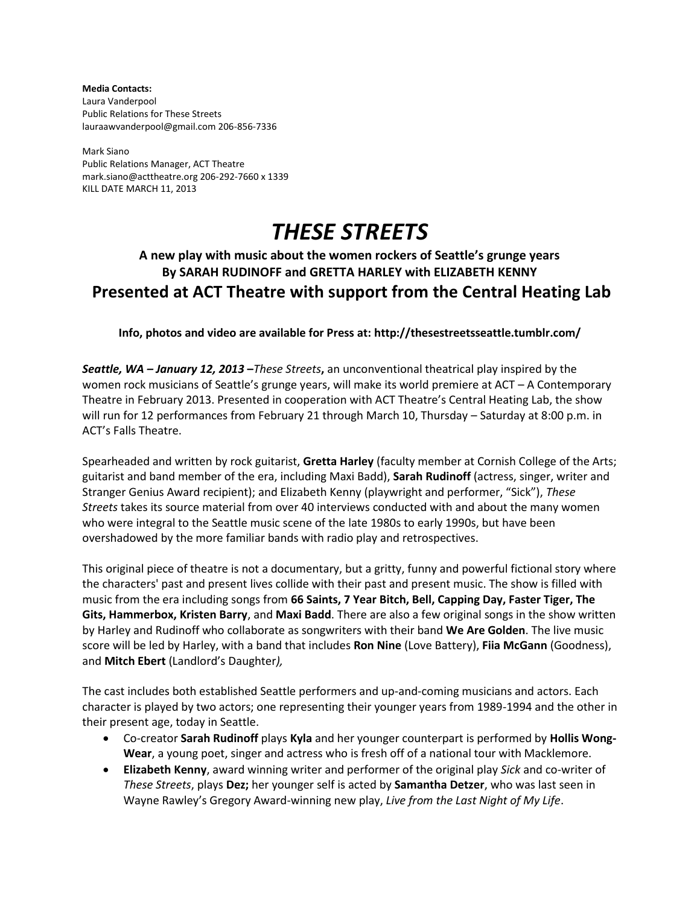**Media Contacts:**
Laura Vanderpool
Public Relations for These Streets
lauraawvanderpool@gmail.com 206-856-7336

Mark Siano
Public Relations Manager, ACT Theatre
mark.siano@acttheatre.org 206-292-7660 x 1339
KILL DATE MARCH 11, 2013

# *THESE STREETS*

### A new play with music about the women rockers of Seattle's grunge years
### By SARAH RUDINOFF and GRETTA HARLEY with ELIZABETH KENNY

## Presented at ACT Theatre with support from the Central Heating Lab

**Info, photos and video are available for Press at: http://thesestreetsseattle.tumblr.com/**

***Seattle, WA – January 12, 2013 –****These Streets***,** an unconventional theatrical play inspired by the women rock musicians of Seattle's grunge years, will make its world premiere at ACT – A Contemporary Theatre in February 2013. Presented in cooperation with ACT Theatre's Central Heating Lab, the show will run for 12 performances from February 21 through March 10, Thursday – Saturday at 8:00 p.m. in ACT's Falls Theatre.

Spearheaded and written by rock guitarist, **Gretta Harley** (faculty member at Cornish College of the Arts; guitarist and band member of the era, including Maxi Badd), **Sarah Rudinoff** (actress, singer, writer and Stranger Genius Award recipient); and Elizabeth Kenny (playwright and performer, "Sick"), *These Streets* takes its source material from over 40 interviews conducted with and about the many women who were integral to the Seattle music scene of the late 1980s to early 1990s, but have been overshadowed by the more familiar bands with radio play and retrospectives.

This original piece of theatre is not a documentary, but a gritty, funny and powerful fictional story where the characters' past and present lives collide with their past and present music. The show is filled with music from the era including songs from **66 Saints, 7 Year Bitch, Bell, Capping Day, Faster Tiger, The Gits, Hammerbox, Kristen Barry**, and **Maxi Badd**. There are also a few original songs in the show written by Harley and Rudinoff who collaborate as songwriters with their band **We Are Golden**. The live music score will be led by Harley, with a band that includes **Ron Nine** (Love Battery), **Fiia McGann** (Goodness), and **Mitch Ebert** (Landlord's Daughter*),*

The cast includes both established Seattle performers and up-and-coming musicians and actors. Each character is played by two actors; one representing their younger years from 1989-1994 and the other in their present age, today in Seattle.

- Co-creator **Sarah Rudinoff** plays **Kyla** and her younger counterpart is performed by **Hollis Wong-Wear**, a young poet, singer and actress who is fresh off of a national tour with Macklemore.
- **Elizabeth Kenny**, award winning writer and performer of the original play *Sick* and co-writer of *These Streets*, plays **Dez;** her younger self is acted by **Samantha Detzer**, who was last seen in Wayne Rawley's Gregory Award-winning new play, *Live from the Last Night of My Life*.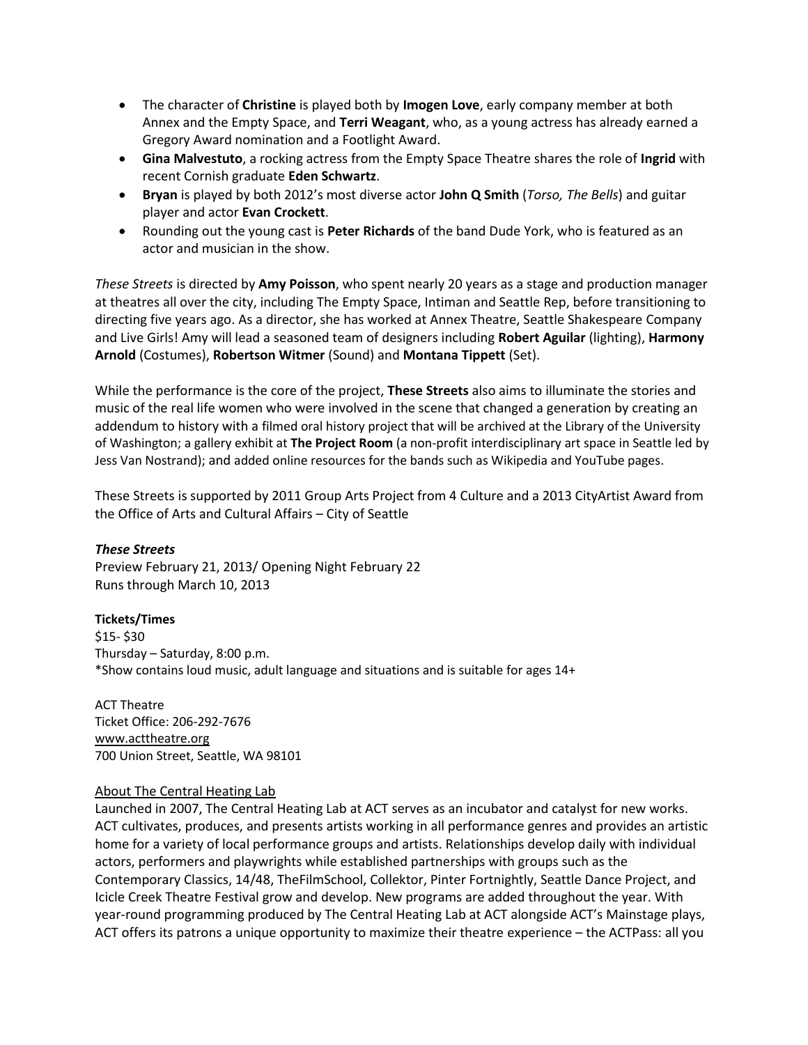- The character of **Christine** is played both by **Imogen Love**, early company member at both Annex and the Empty Space, and **Terri Weagant**, who, as a young actress has already earned a Gregory Award nomination and a Footlight Award.
- **Gina Malvestuto**, a rocking actress from the Empty Space Theatre shares the role of **Ingrid** with recent Cornish graduate **Eden Schwartz**.
- **Bryan** is played by both 2012's most diverse actor **John Q Smith** (*Torso, The Bells*) and guitar player and actor **Evan Crockett**.
- Rounding out the young cast is **Peter Richards** of the band Dude York, who is featured as an actor and musician in the show.

*These Streets* is directed by **Amy Poisson**, who spent nearly 20 years as a stage and production manager at theatres all over the city, including The Empty Space, Intiman and Seattle Rep, before transitioning to directing five years ago. As a director, she has worked at Annex Theatre, Seattle Shakespeare Company and Live Girls! Amy will lead a seasoned team of designers including **Robert Aguilar** (lighting), **Harmony Arnold** (Costumes), **Robertson Witmer** (Sound) and **Montana Tippett** (Set).

While the performance is the core of the project, **These Streets** also aims to illuminate the stories and music of the real life women who were involved in the scene that changed a generation by creating an addendum to history with a filmed oral history project that will be archived at the Library of the University of Washington; a gallery exhibit at **The Project Room** (a non-profit interdisciplinary art space in Seattle led by Jess Van Nostrand); and added online resources for the bands such as Wikipedia and YouTube pages.

These Streets is supported by 2011 Group Arts Project from 4 Culture and a 2013 CityArtist Award from the Office of Arts and Cultural Affairs – City of Seattle

***These Streets***
Preview February 21, 2013/ Opening Night February 22
Runs through March 10, 2013

**Tickets/Times**
$15- $30
Thursday – Saturday, 8:00 p.m.
*Show contains loud music, adult language and situations and is suitable for ages 14+

ACT Theatre
Ticket Office: 206-292-7676
www.acttheatre.org
700 Union Street, Seattle, WA 98101

About The Central Heating Lab

Launched in 2007, The Central Heating Lab at ACT serves as an incubator and catalyst for new works. ACT cultivates, produces, and presents artists working in all performance genres and provides an artistic home for a variety of local performance groups and artists. Relationships develop daily with individual actors, performers and playwrights while established partnerships with groups such as the Contemporary Classics, 14/48, TheFilmSchool, Collektor, Pinter Fortnightly, Seattle Dance Project, and Icicle Creek Theatre Festival grow and develop. New programs are added throughout the year. With year-round programming produced by The Central Heating Lab at ACT alongside ACT's Mainstage plays, ACT offers its patrons a unique opportunity to maximize their theatre experience – the ACTPass: all you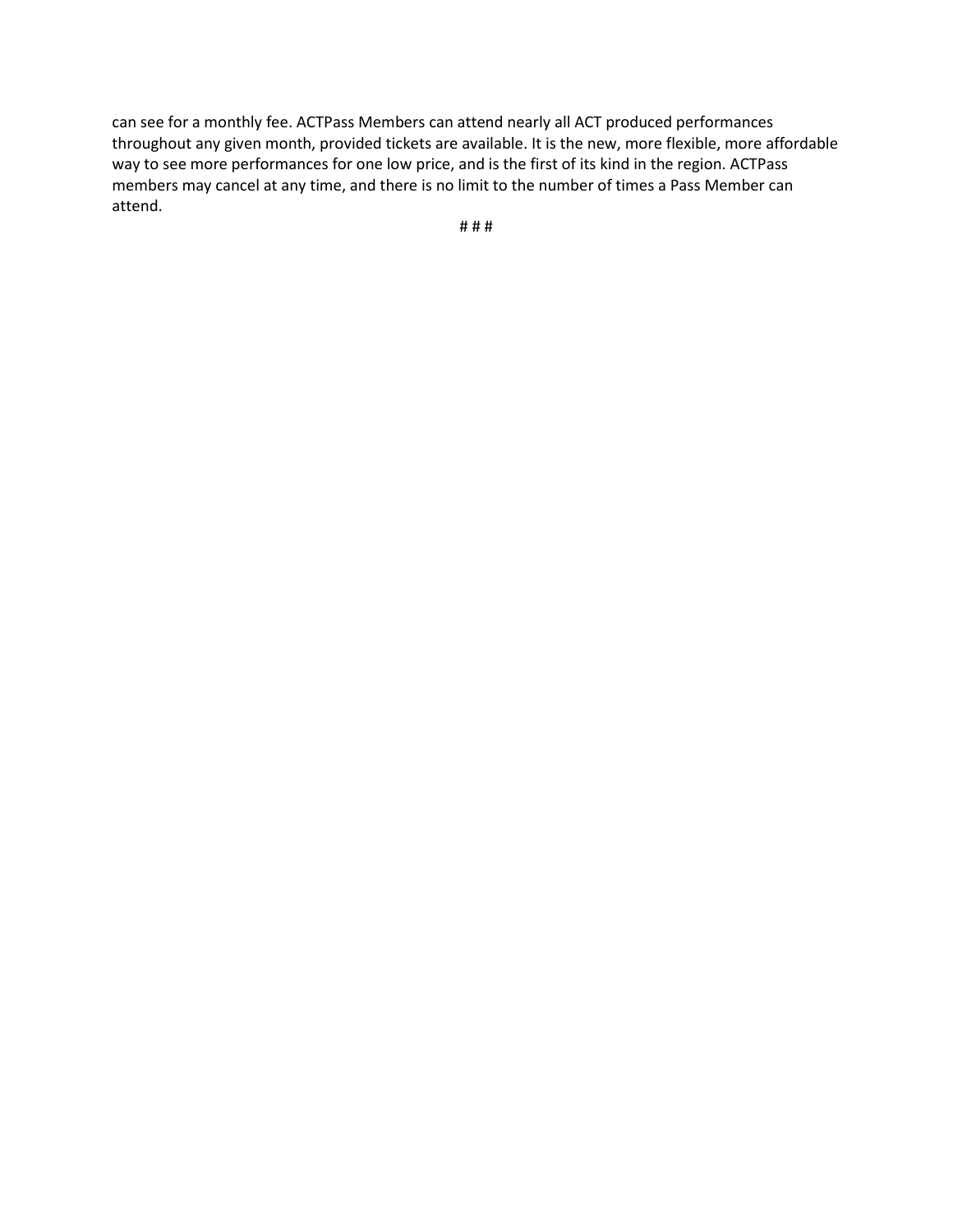can see for a monthly fee. ACTPass Members can attend nearly all ACT produced performances throughout any given month, provided tickets are available. It is the new, more flexible, more affordable way to see more performances for one low price, and is the first of its kind in the region. ACTPass members may cancel at any time, and there is no limit to the number of times a Pass Member can attend.

# # #